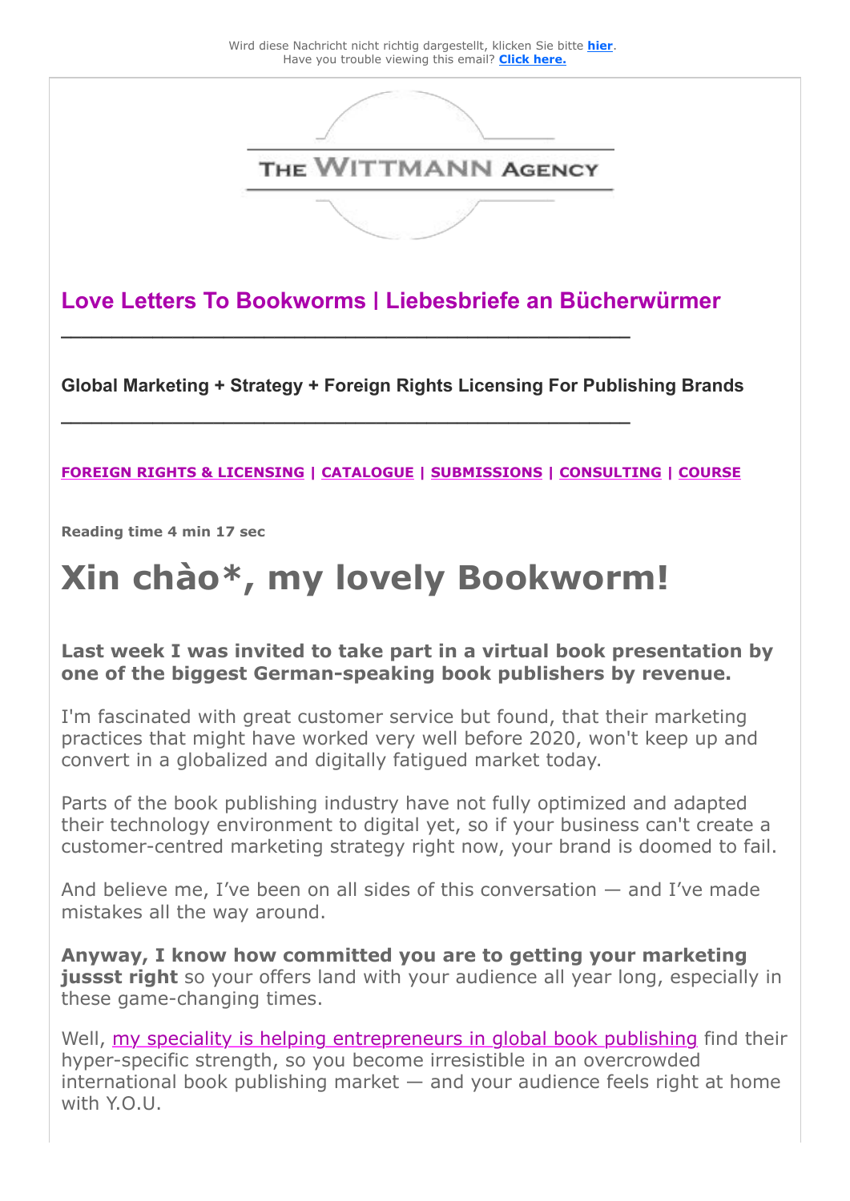Wird diese Nachricht nicht richtig dargestellt, klicken Sie bitte **hier**.
Have you trouble viewing this email? **Click here.**

THE WITTMANN AGENCY

## Love Letters To Bookworms | Liebesbriefe an Bücherwürmer

---

**Global Marketing + Strategy + Foreign Rights Licensing For Publishing Brands**

---

**FOREIGN RIGHTS & LICENSING** | **CATALOGUE** | **SUBMISSIONS** | **CONSULTING** | **COURSE**

**Reading time 4 min 17 sec**

# Xin chào*, my lovely Bookworm!

**Last week I was invited to take part in a virtual book presentation by one of the biggest German-speaking book publishers by revenue.**

I'm fascinated with great customer service but found, that their marketing practices that might have worked very well before 2020, won't keep up and convert in a globalized and digitally fatigued market today.

Parts of the book publishing industry have not fully optimized and adapted their technology environment to digital yet, so if your business can't create a customer-centred marketing strategy right now, your brand is doomed to fail.

And believe me, I've been on all sides of this conversation — and I've made mistakes all the way around.

**Anyway, I know how committed you are to getting your marketing jussst right** so your offers land with your audience all year long, especially in these game-changing times.

Well, my speciality is helping entrepreneurs in global book publishing find their hyper-specific strength, so you become irresistible in an overcrowded international book publishing market — and your audience feels right at home with Y.O.U.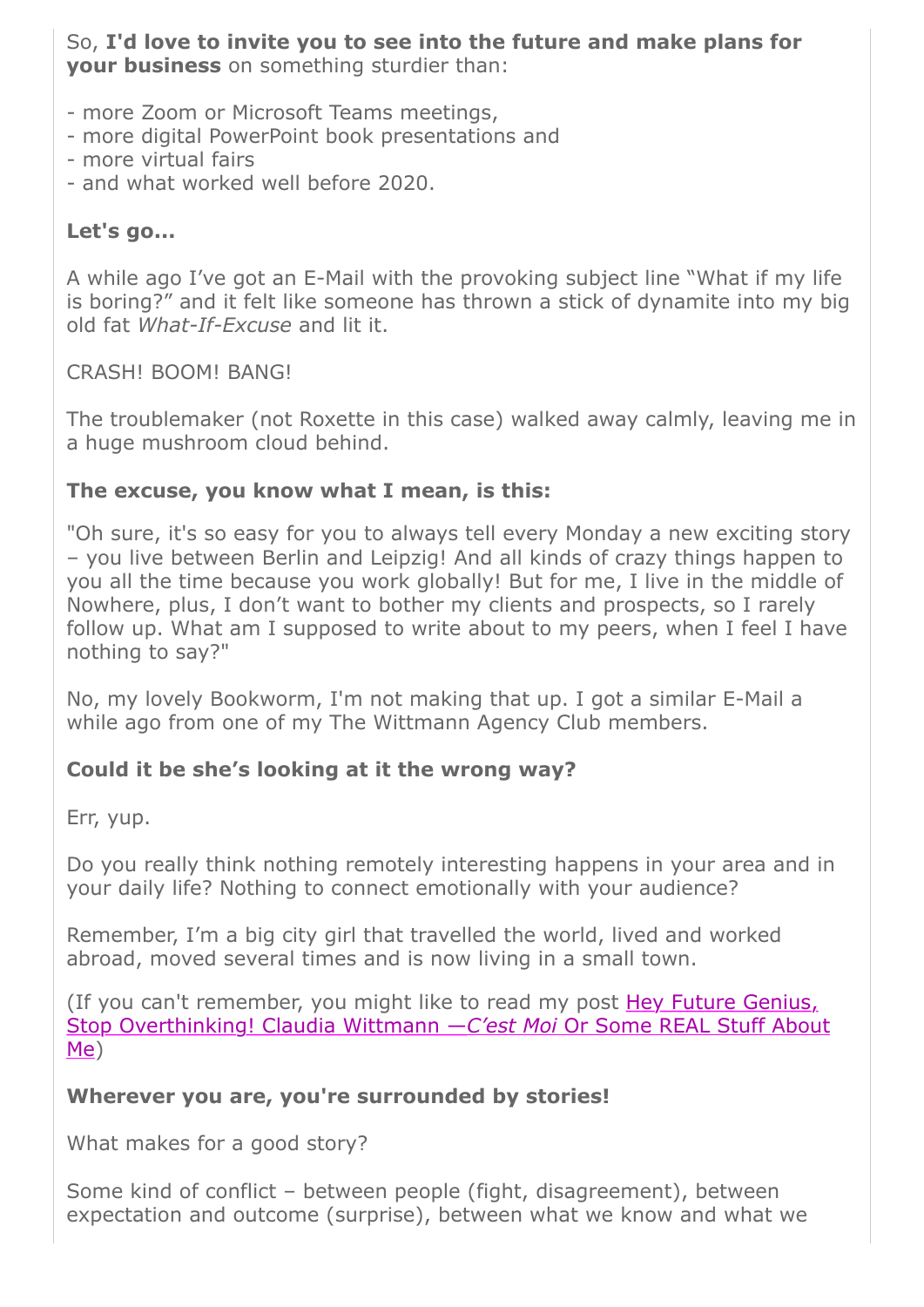So, **I'd love to invite you to see into the future and make plans for your business** on something sturdier than:

- more Zoom or Microsoft Teams meetings,
- more digital PowerPoint book presentations and
- more virtual fairs
- and what worked well before 2020.

**Let's go...**

A while ago I've got an E-Mail with the provoking subject line "What if my life is boring?" and it felt like someone has thrown a stick of dynamite into my big old fat *What-If-Excuse* and lit it.

CRASH! BOOM! BANG!

The troublemaker (not Roxette in this case) walked away calmly, leaving me in a huge mushroom cloud behind.

**The excuse, you know what I mean, is this:**

"Oh sure, it's so easy for you to always tell every Monday a new exciting story – you live between Berlin and Leipzig! And all kinds of crazy things happen to you all the time because you work globally! But for me, I live in the middle of Nowhere, plus, I don't want to bother my clients and prospects, so I rarely follow up. What am I supposed to write about to my peers, when I feel I have nothing to say?"

No, my lovely Bookworm, I'm not making that up. I got a similar E-Mail a while ago from one of my The Wittmann Agency Club members.

**Could it be she's looking at it the wrong way?**

Err, yup.

Do you really think nothing remotely interesting happens in your area and in your daily life? Nothing to connect emotionally with your audience?

Remember, I'm a big city girl that travelled the world, lived and worked abroad, moved several times and is now living in a small town.

(If you can't remember, you might like to read my post Hey Future Genius, Stop Overthinking! Claudia Wittmann —*C'est Moi* Or Some REAL Stuff About Me)

**Wherever you are, you're surrounded by stories!**

What makes for a good story?

Some kind of conflict – between people (fight, disagreement), between expectation and outcome (surprise), between what we know and what we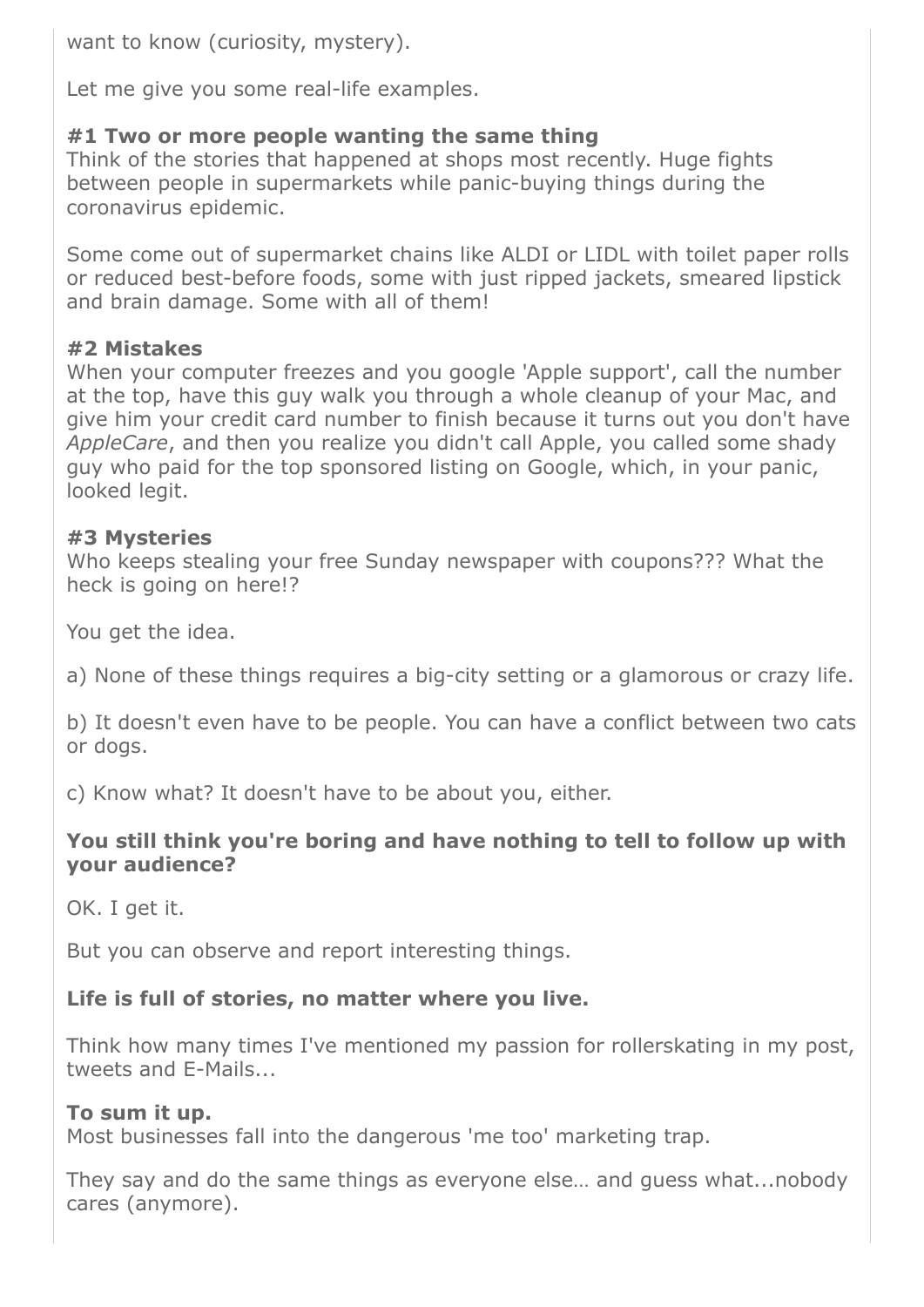want to know (curiosity, mystery).

Let me give you some real-life examples.

**#1 Two or more people wanting the same thing**
Think of the stories that happened at shops most recently. Huge fights between people in supermarkets while panic-buying things during the coronavirus epidemic.

Some come out of supermarket chains like ALDI or LIDL with toilet paper rolls or reduced best-before foods, some with just ripped jackets, smeared lipstick and brain damage. Some with all of them!

**#2 Mistakes**
When your computer freezes and you google 'Apple support', call the number at the top, have this guy walk you through a whole cleanup of your Mac, and give him your credit card number to finish because it turns out you don't have *AppleCare*, and then you realize you didn't call Apple, you called some shady guy who paid for the top sponsored listing on Google, which, in your panic, looked legit.

**#3 Mysteries**
Who keeps stealing your free Sunday newspaper with coupons??? What the heck is going on here!?

You get the idea.

a) None of these things requires a big-city setting or a glamorous or crazy life.

b) It doesn't even have to be people. You can have a conflict between two cats or dogs.

c) Know what? It doesn't have to be about you, either.

**You still think you're boring and have nothing to tell to follow up with your audience?**

OK. I get it.

But you can observe and report interesting things.

**Life is full of stories, no matter where you live.**

Think how many times I've mentioned my passion for rollerskating in my post, tweets and E-Mails...

**To sum it up.**
Most businesses fall into the dangerous 'me too' marketing trap.

They say and do the same things as everyone else… and guess what...nobody cares (anymore).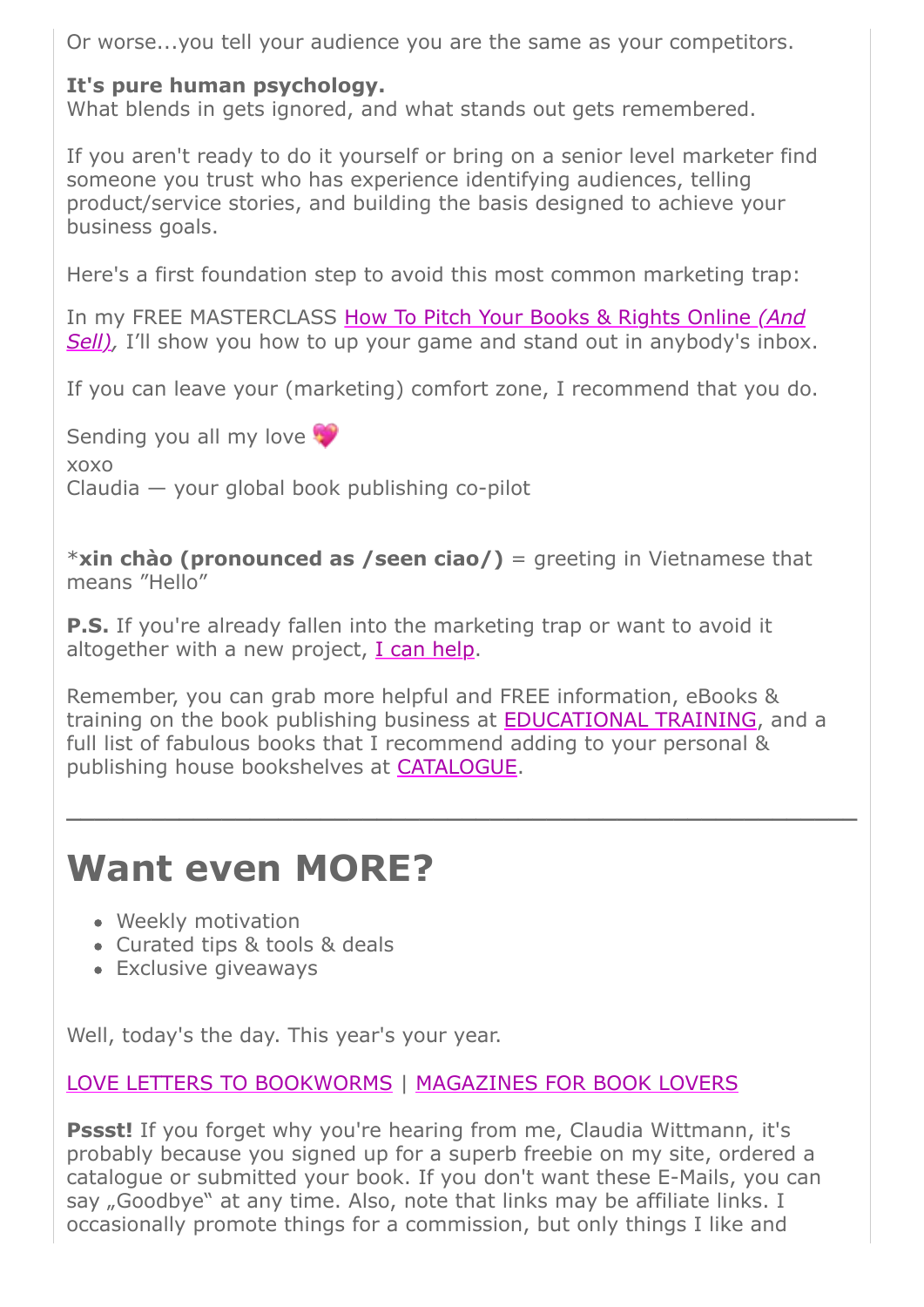Or worse...you tell your audience you are the same as your competitors.

**It's pure human psychology.**
What blends in gets ignored, and what stands out gets remembered.

If you aren't ready to do it yourself or bring on a senior level marketer find someone you trust who has experience identifying audiences, telling product/service stories, and building the basis designed to achieve your business goals.

Here's a first foundation step to avoid this most common marketing trap:

In my FREE MASTERCLASS How To Pitch Your Books & Rights Online *(And Sell)*, I'll show you how to up your game and stand out in anybody's inbox.

If you can leave your (marketing) comfort zone, I recommend that you do.

Sending you all my love 💖
xoxo
Claudia — your global book publishing co-pilot

\***xin chào (pronounced as /seen ciao/)** = greeting in Vietnamese that means "Hello"

**P.S.** If you're already fallen into the marketing trap or want to avoid it altogether with a new project, I can help.

Remember, you can grab more helpful and FREE information, eBooks & training on the book publishing business at EDUCATIONAL TRAINING, and a full list of fabulous books that I recommend adding to your personal & publishing house bookshelves at CATALOGUE.

---

# Want even MORE?

- Weekly motivation
- Curated tips & tools & deals
- Exclusive giveaways

Well, today's the day. This year's your year.

LOVE LETTERS TO BOOKWORMS | MAGAZINES FOR BOOK LOVERS

**Pssst!** If you forget why you're hearing from me, Claudia Wittmann, it's probably because you signed up for a superb freebie on my site, ordered a catalogue or submitted your book. If you don't want these E-Mails, you can say „Goodbye" at any time. Also, note that links may be affiliate links. I occasionally promote things for a commission, but only things I like and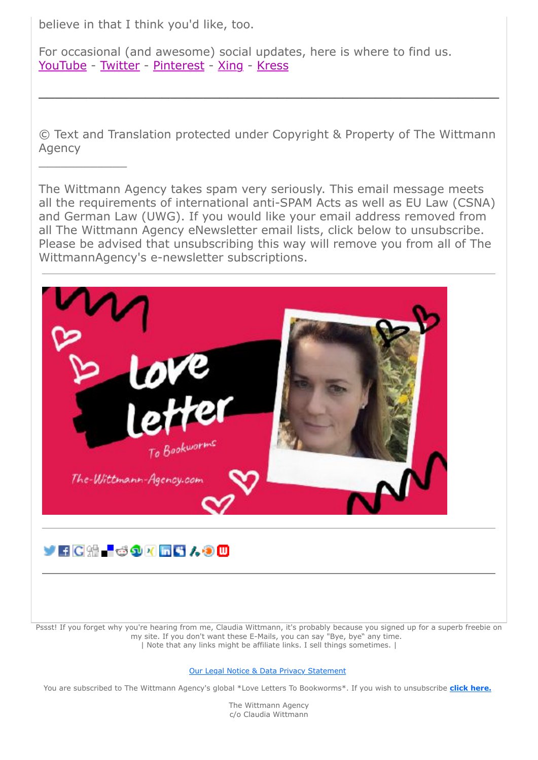believe in that I think you'd like, too.

For occasional (and awesome) social updates, here is where to find us.
YouTube - Twitter - Pinterest - Xing - Kress

---

© Text and Translation protected under Copyright & Property of The Wittmann Agency

---

The Wittmann Agency takes spam very seriously. This email message meets all the requirements of international anti-SPAM Acts as well as EU Law (CSNA) and German Law (UWG). If you would like your email address removed from all The Wittmann Agency eNewsletter email lists, click below to unsubscribe. Please be advised that unsubscribing this way will remove you from all of The WittmannAgency's e-newsletter subscriptions.

---

Pssst! If you forget why you're hearing from me, Claudia Wittmann, it's probably because you signed up for a superb freebie on my site. If you don't want these E-Mails, you can say "Bye, bye" any time.
| Note that any links might be affiliate links. I sell things sometimes. |

Our Legal Notice & Data Privacy Statement

You are subscribed to The Wittmann Agency's global *Love Letters To Bookworms*. If you wish to unsubscribe **click here.**

The Wittmann Agency
c/o Claudia Wittmann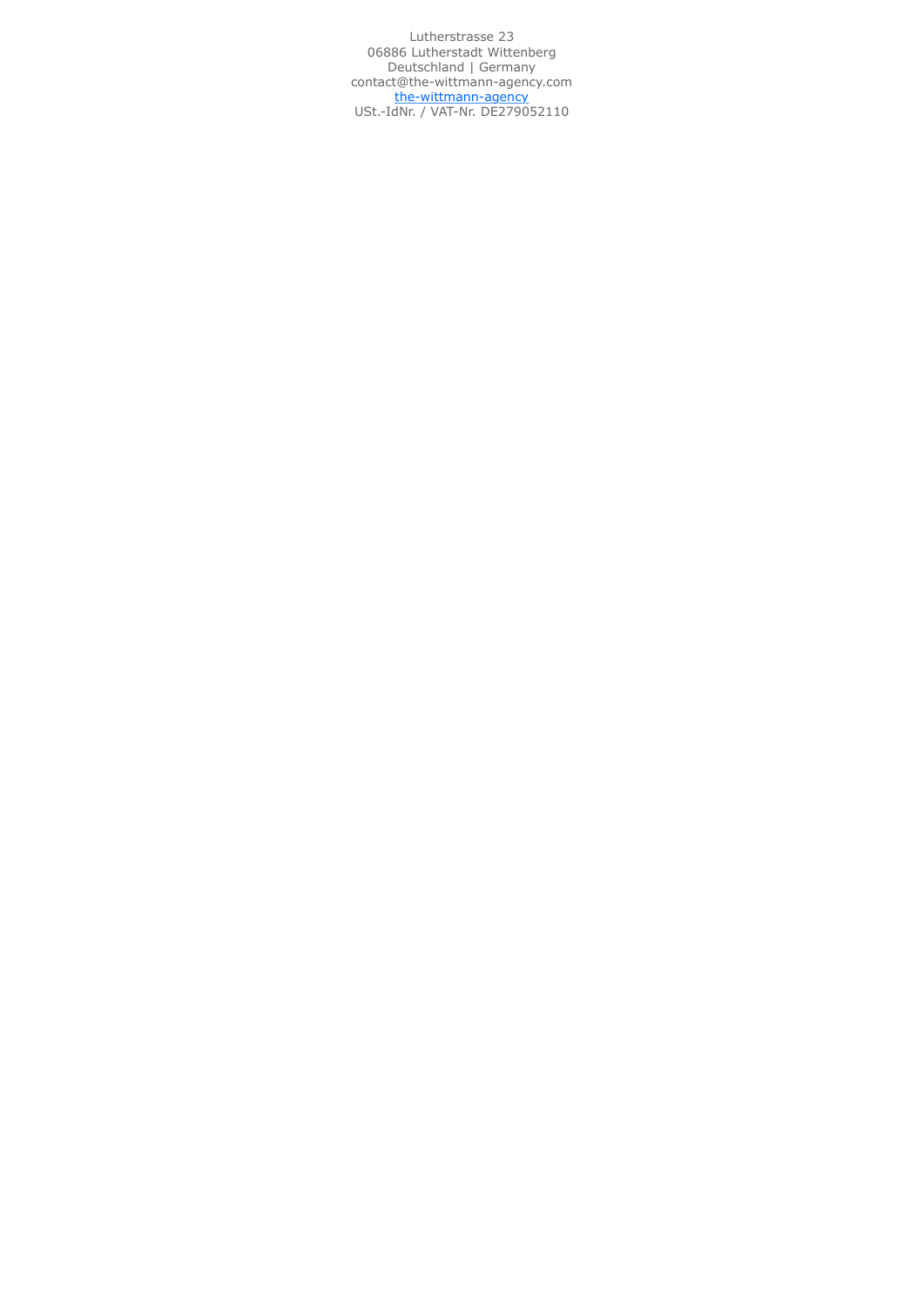Lutherstrasse 23
06886 Lutherstadt Wittenberg
Deutschland | Germany
contact@the-wittmann-agency.com
the-wittmann-agency
USt.-IdNr. / VAT-Nr. DE279052110